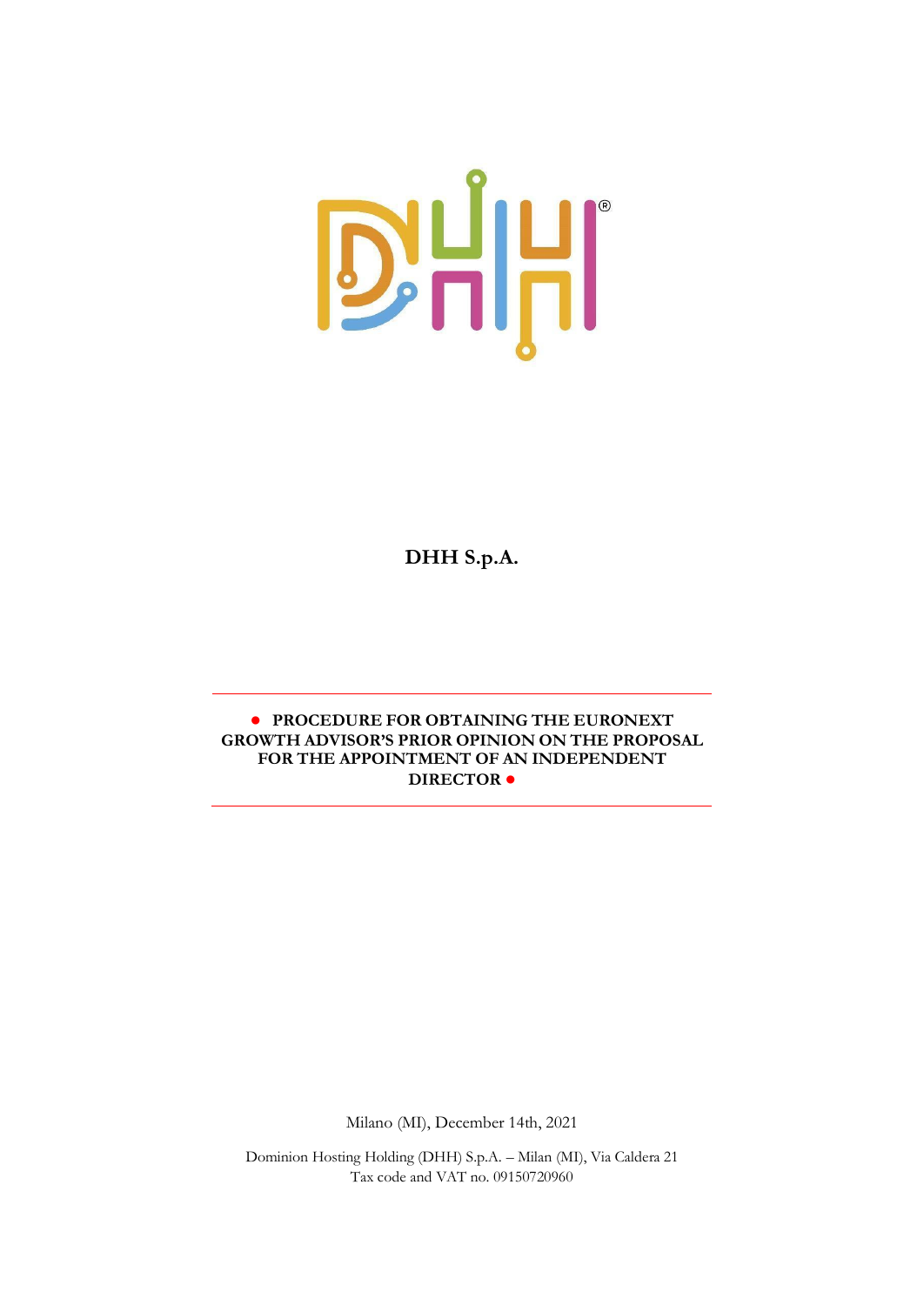# DHH S.p.A.

**● PROCEDURE FOR OBTAINING THE EURONEXT GROWTH ADVISOR'S PRIOR OPINION ON THE PROPOSAL FOR THE APPOINTMENT OF AN INDEPENDENT DIRECTOR ●**

Milano (MI), December 14th, 2021

Dominion Hosting Holding (DHH) S.p.A. – Milan (MI), Via Caldera 21
Tax code and VAT no. 09150720960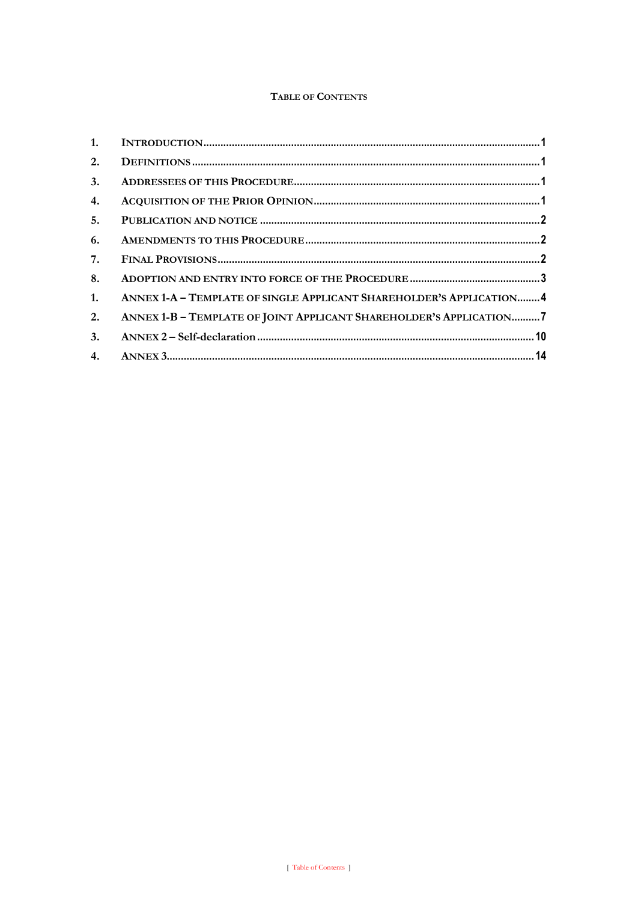**TABLE OF CONTENTS**

| | | |
|---|---|---|
| 1. | INTRODUCTION | 1 |
| 2. | DEFINITIONS | 1 |
| 3. | ADDRESSEES OF THIS PROCEDURE | 1 |
| 4. | ACQUISITION OF THE PRIOR OPINION | 1 |
| 5. | PUBLICATION AND NOTICE | 2 |
| 6. | AMENDMENTS TO THIS PROCEDURE | 2 |
| 7. | FINAL PROVISIONS | 2 |
| 8. | ADOPTION AND ENTRY INTO FORCE OF THE PROCEDURE | 3 |
| 1. | ANNEX 1-A – TEMPLATE OF SINGLE APPLICANT SHAREHOLDER'S APPLICATION | 4 |
| 2. | ANNEX 1-B – TEMPLATE OF JOINT APPLICANT SHAREHOLDER'S APPLICATION | 7 |
| 3. | ANNEX 2 – Self-declaration | 10 |
| 4. | ANNEX 3 | 14 |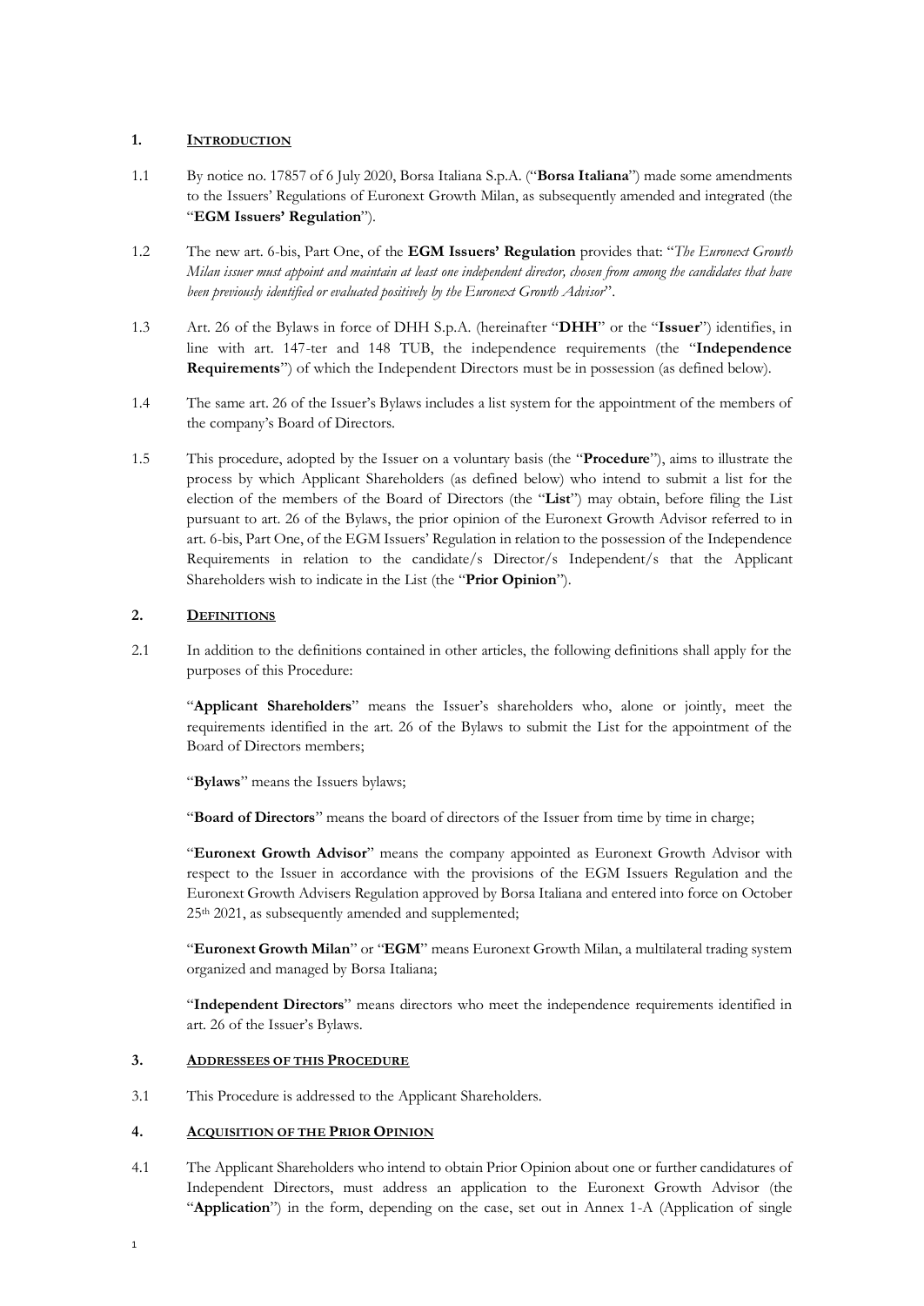## 1. INTRODUCTION

1.1 By notice no. 17857 of 6 July 2020, Borsa Italiana S.p.A. ("**Borsa Italiana**") made some amendments to the Issuers' Regulations of Euronext Growth Milan, as subsequently amended and integrated (the "**EGM Issuers' Regulation**").

1.2 The new art. 6-bis, Part One, of the **EGM Issuers' Regulation** provides that: "*The Euronext Growth Milan issuer must appoint and maintain at least one independent director, chosen from among the candidates that have been previously identified or evaluated positively by the Euronext Growth Advisor*".

1.3 Art. 26 of the Bylaws in force of DHH S.p.A. (hereinafter "**DHH**" or the "**Issuer**") identifies, in line with art. 147-ter and 148 TUB, the independence requirements (the "**Independence Requirements**") of which the Independent Directors must be in possession (as defined below).

1.4 The same art. 26 of the Issuer's Bylaws includes a list system for the appointment of the members of the company's Board of Directors.

1.5 This procedure, adopted by the Issuer on a voluntary basis (the "**Procedure**"), aims to illustrate the process by which Applicant Shareholders (as defined below) who intend to submit a list for the election of the members of the Board of Directors (the "**List**") may obtain, before filing the List pursuant to art. 26 of the Bylaws, the prior opinion of the Euronext Growth Advisor referred to in art. 6-bis, Part One, of the EGM Issuers' Regulation in relation to the possession of the Independence Requirements in relation to the candidate/s Director/s Independent/s that the Applicant Shareholders wish to indicate in the List (the "**Prior Opinion**").

## 2. DEFINITIONS

2.1 In addition to the definitions contained in other articles, the following definitions shall apply for the purposes of this Procedure:

"**Applicant Shareholders**" means the Issuer's shareholders who, alone or jointly, meet the requirements identified in the art. 26 of the Bylaws to submit the List for the appointment of the Board of Directors members;

"**Bylaws**" means the Issuers bylaws;

"**Board of Directors**" means the board of directors of the Issuer from time by time in charge;

"**Euronext Growth Advisor**" means the company appointed as Euronext Growth Advisor with respect to the Issuer in accordance with the provisions of the EGM Issuers Regulation and the Euronext Growth Advisers Regulation approved by Borsa Italiana and entered into force on October 25th 2021, as subsequently amended and supplemented;

"**Euronext Growth Milan**" or "**EGM**" means Euronext Growth Milan, a multilateral trading system organized and managed by Borsa Italiana;

"**Independent Directors**" means directors who meet the independence requirements identified in art. 26 of the Issuer's Bylaws.

## 3. ADDRESSEES OF THIS PROCEDURE

3.1 This Procedure is addressed to the Applicant Shareholders.

## 4. ACQUISITION OF THE PRIOR OPINION

4.1 The Applicant Shareholders who intend to obtain Prior Opinion about one or further candidatures of Independent Directors, must address an application to the Euronext Growth Advisor (the "**Application**") in the form, depending on the case, set out in Annex 1-A (Application of single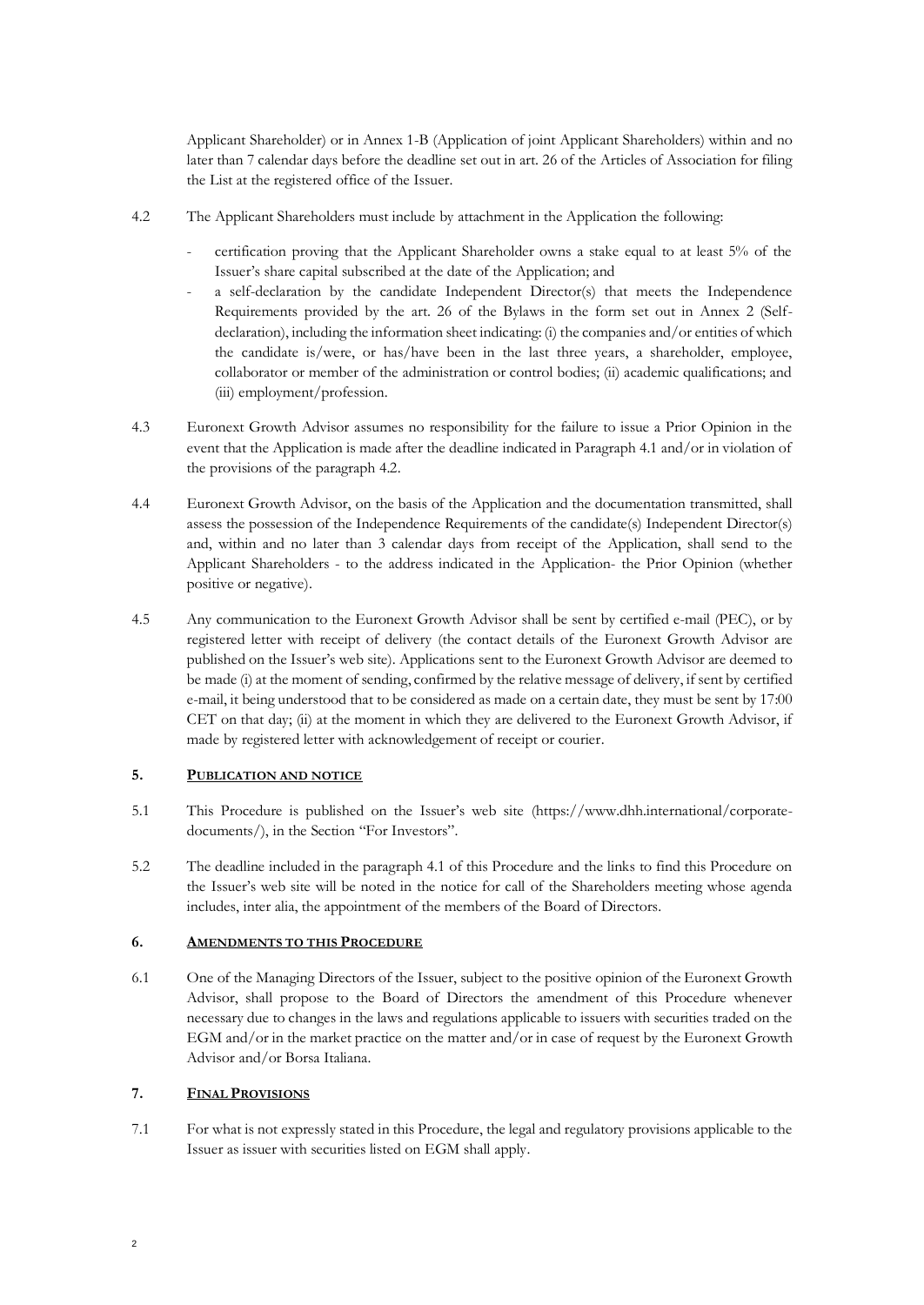Applicant Shareholder) or in Annex 1-B (Application of joint Applicant Shareholders) within and no later than 7 calendar days before the deadline set out in art. 26 of the Articles of Association for filing the List at the registered office of the Issuer.

4.2 The Applicant Shareholders must include by attachment in the Application the following:

- certification proving that the Applicant Shareholder owns a stake equal to at least 5% of the Issuer's share capital subscribed at the date of the Application; and
- a self-declaration by the candidate Independent Director(s) that meets the Independence Requirements provided by the art. 26 of the Bylaws in the form set out in Annex 2 (Self-declaration), including the information sheet indicating: (i) the companies and/or entities of which the candidate is/were, or has/have been in the last three years, a shareholder, employee, collaborator or member of the administration or control bodies; (ii) academic qualifications; and (iii) employment/profession.

4.3 Euronext Growth Advisor assumes no responsibility for the failure to issue a Prior Opinion in the event that the Application is made after the deadline indicated in Paragraph 4.1 and/or in violation of the provisions of the paragraph 4.2.

4.4 Euronext Growth Advisor, on the basis of the Application and the documentation transmitted, shall assess the possession of the Independence Requirements of the candidate(s) Independent Director(s) and, within and no later than 3 calendar days from receipt of the Application, shall send to the Applicant Shareholders - to the address indicated in the Application- the Prior Opinion (whether positive or negative).

4.5 Any communication to the Euronext Growth Advisor shall be sent by certified e-mail (PEC), or by registered letter with receipt of delivery (the contact details of the Euronext Growth Advisor are published on the Issuer's web site). Applications sent to the Euronext Growth Advisor are deemed to be made (i) at the moment of sending, confirmed by the relative message of delivery, if sent by certified e-mail, it being understood that to be considered as made on a certain date, they must be sent by 17:00 CET on that day; (ii) at the moment in which they are delivered to the Euronext Growth Advisor, if made by registered letter with acknowledgement of receipt or courier.

## 5. Publication and notice

5.1 This Procedure is published on the Issuer's web site (https://www.dhh.international/corporate-documents/), in the Section "For Investors".

5.2 The deadline included in the paragraph 4.1 of this Procedure and the links to find this Procedure on the Issuer's web site will be noted in the notice for call of the Shareholders meeting whose agenda includes, inter alia, the appointment of the members of the Board of Directors.

## 6. Amendments to this Procedure

6.1 One of the Managing Directors of the Issuer, subject to the positive opinion of the Euronext Growth Advisor, shall propose to the Board of Directors the amendment of this Procedure whenever necessary due to changes in the laws and regulations applicable to issuers with securities traded on the EGM and/or in the market practice on the matter and/or in case of request by the Euronext Growth Advisor and/or Borsa Italiana.

## 7. Final Provisions

7.1 For what is not expressly stated in this Procedure, the legal and regulatory provisions applicable to the Issuer as issuer with securities listed on EGM shall apply.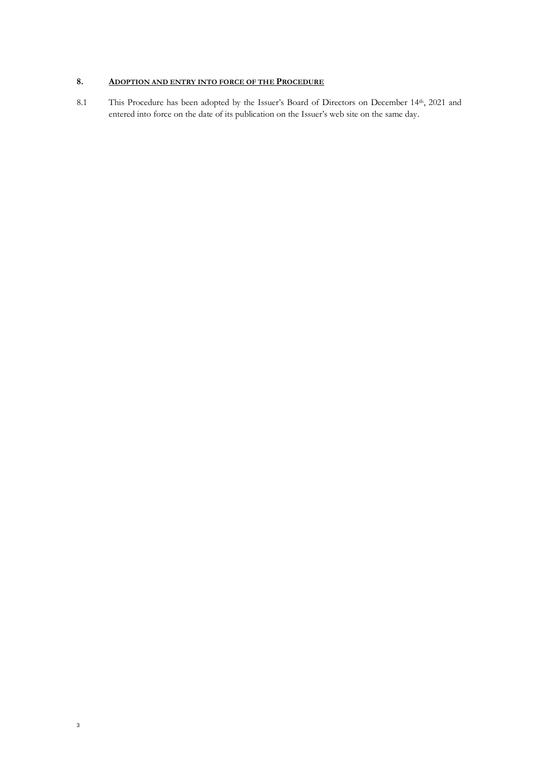## 8. ADOPTION AND ENTRY INTO FORCE OF THE PROCEDURE

8.1 This Procedure has been adopted by the Issuer's Board of Directors on December 14th, 2021 and entered into force on the date of its publication on the Issuer's web site on the same day.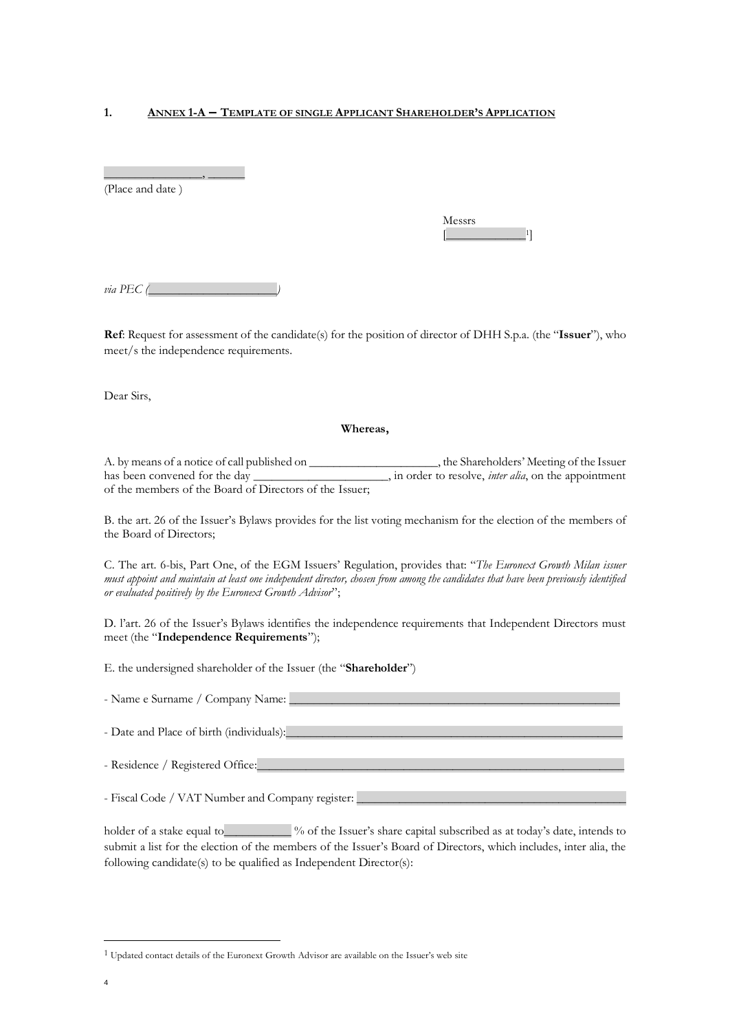## 1. ANNEX 1-A – TEMPLATE OF SINGLE APPLICANT SHAREHOLDER'S APPLICATION

_______________, ______
(Place and date )

Messrs
[____________[1]]

*via PEC (____________________)*

**Ref**: Request for assessment of the candidate(s) for the position of director of DHH S.p.a. (the "**Issuer**"), who meet/s the independence requirements.

Dear Sirs,

**Whereas,**

A. by means of a notice of call published on ____________________, the Shareholders' Meeting of the Issuer has been convened for the day _____________________, in order to resolve, *inter alia*, on the appointment of the members of the Board of Directors of the Issuer;

B. the art. 26 of the Issuer's Bylaws provides for the list voting mechanism for the election of the members of the Board of Directors;

C. The art. 6-bis, Part One, of the EGM Issuers' Regulation, provides that: "*The Euronext Growth Milan issuer must appoint and maintain at least one independent director, chosen from among the candidates that have been previously identified or evaluated positively by the Euronext Growth Advisor*";

D. l'art. 26 of the Issuer's Bylaws identifies the independence requirements that Independent Directors must meet (the "**Independence Requirements**");

E. the undersigned shareholder of the Issuer (the "**Shareholder**")

- Name e Surname / Company Name: ____________________________________________

- Date and Place of birth (individuals):____________________________________________

- Residence / Registered Office:____________________________________________

- Fiscal Code / VAT Number and Company register: ____________________________________

holder of a stake equal to__________ % of the Issuer's share capital subscribed as at today's date, intends to submit a list for the election of the members of the Issuer's Board of Directors, which includes, inter alia, the following candidate(s) to be qualified as Independent Director(s):

---

[1] Updated contact details of the Euronext Growth Advisor are available on the Issuer's web site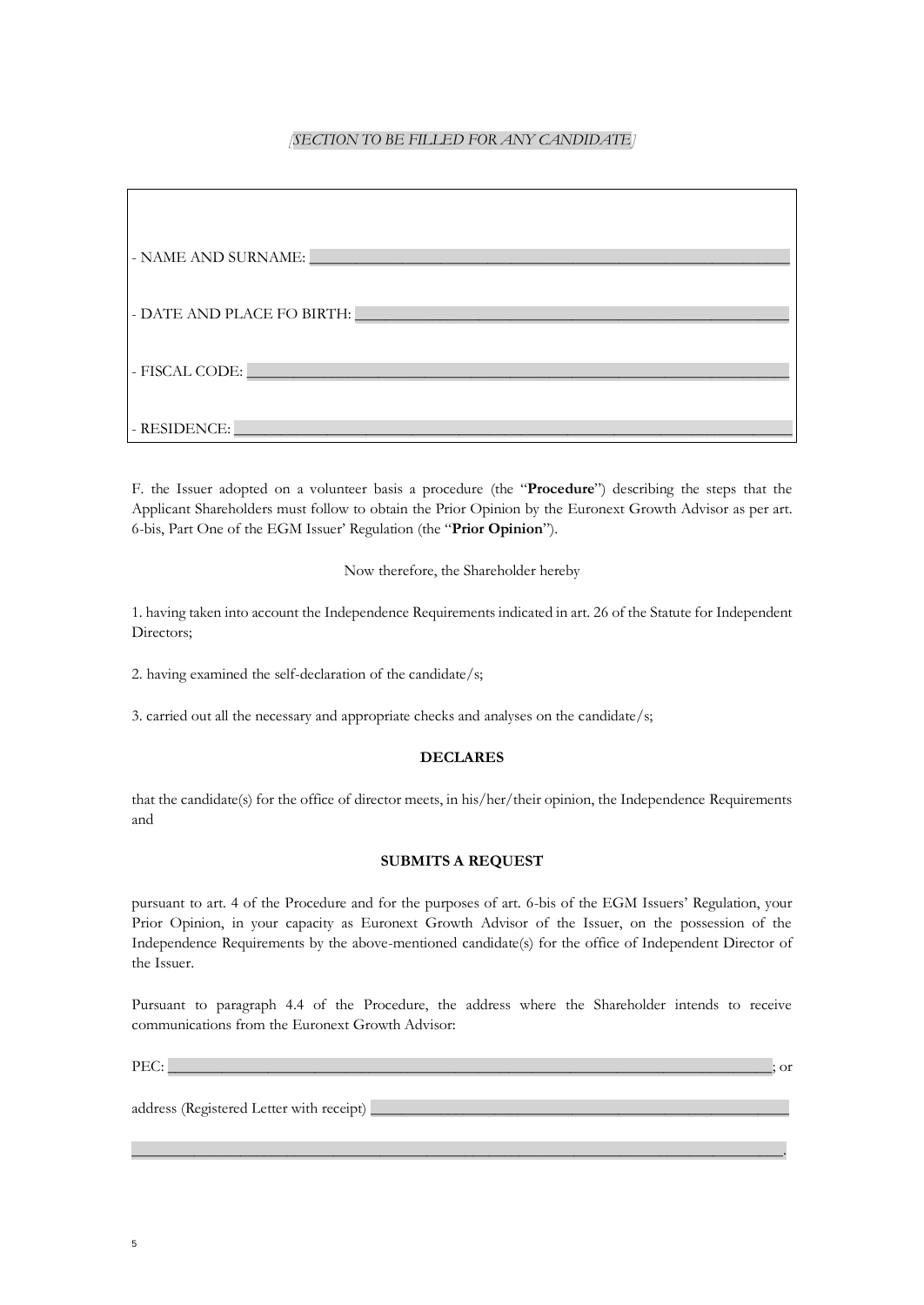*[SECTION TO BE FILLED FOR ANY CANDIDATE]*

| |
|---|
| - NAME AND SURNAME: ______________________________ |
| - DATE AND PLACE FO BIRTH: ______________________________ |
| - FISCAL CODE: ______________________________ |
| - RESIDENCE: ______________________________ |

F. the Issuer adopted on a volunteer basis a procedure (the "**Procedure**") describing the steps that the Applicant Shareholders must follow to obtain the Prior Opinion by the Euronext Growth Advisor as per art. 6-bis, Part One of the EGM Issuer' Regulation (the "**Prior Opinion**").

Now therefore, the Shareholder hereby

1. having taken into account the Independence Requirements indicated in art. 26 of the Statute for Independent Directors;

2. having examined the self-declaration of the candidate/s;

3. carried out all the necessary and appropriate checks and analyses on the candidate/s;

**DECLARES**

that the candidate(s) for the office of director meets, in his/her/their opinion, the Independence Requirements and

**SUBMITS A REQUEST**

pursuant to art. 4 of the Procedure and for the purposes of art. 6-bis of the EGM Issuers' Regulation, your Prior Opinion, in your capacity as Euronext Growth Advisor of the Issuer, on the possession of the Independence Requirements by the above-mentioned candidate(s) for the office of Independent Director of the Issuer.

Pursuant to paragraph 4.4 of the Procedure, the address where the Shareholder intends to receive communications from the Euronext Growth Advisor:

PEC: ______________________________; or

address (Registered Letter with receipt) ______________________________

______________________________.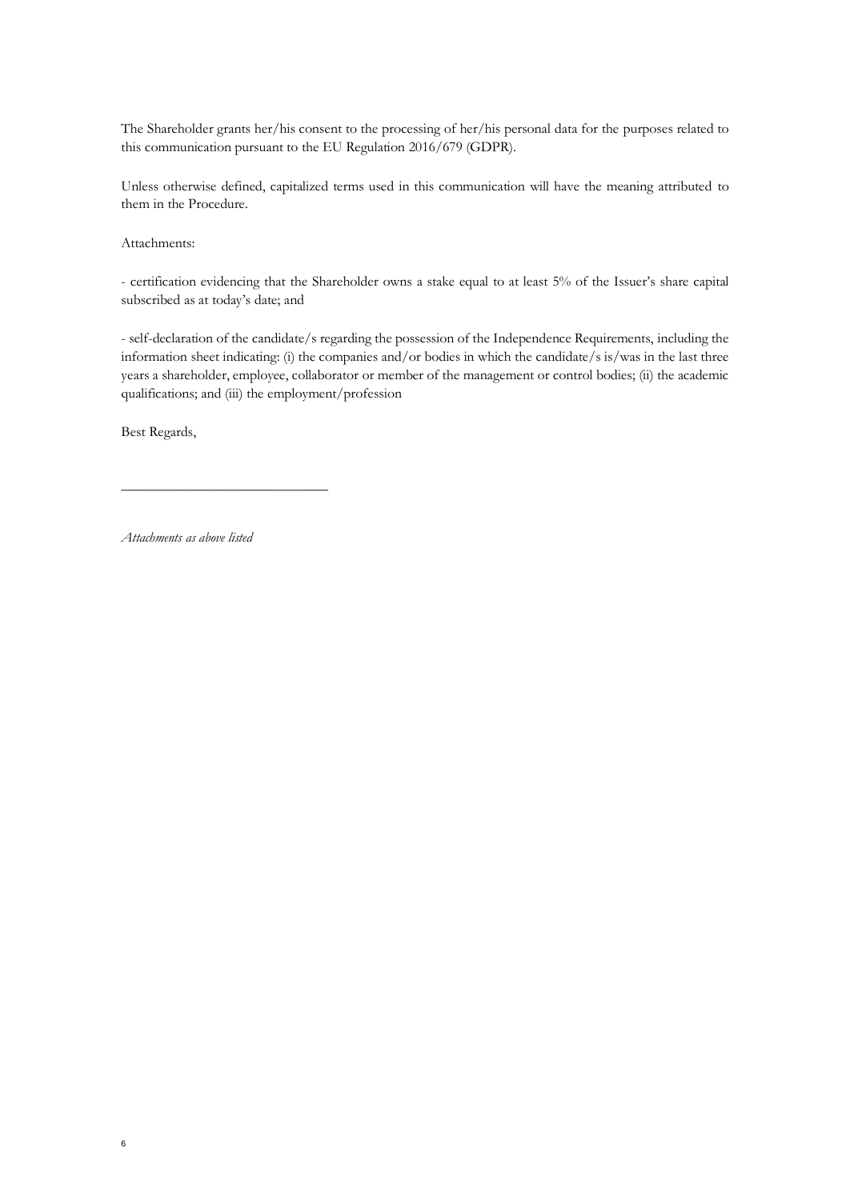The Shareholder grants her/his consent to the processing of her/his personal data for the purposes related to this communication pursuant to the EU Regulation 2016/679 (GDPR).

Unless otherwise defined, capitalized terms used in this communication will have the meaning attributed to them in the Procedure.

Attachments:

- certification evidencing that the Shareholder owns a stake equal to at least 5% of the Issuer's share capital subscribed as at today's date; and

- self-declaration of the candidate/s regarding the possession of the Independence Requirements, including the information sheet indicating: (i) the companies and/or bodies in which the candidate/s is/was in the last three years a shareholder, employee, collaborator or member of the management or control bodies; (ii) the academic qualifications; and (iii) the employment/profession

Best Regards,

_____________________________

*Attachments as above listed*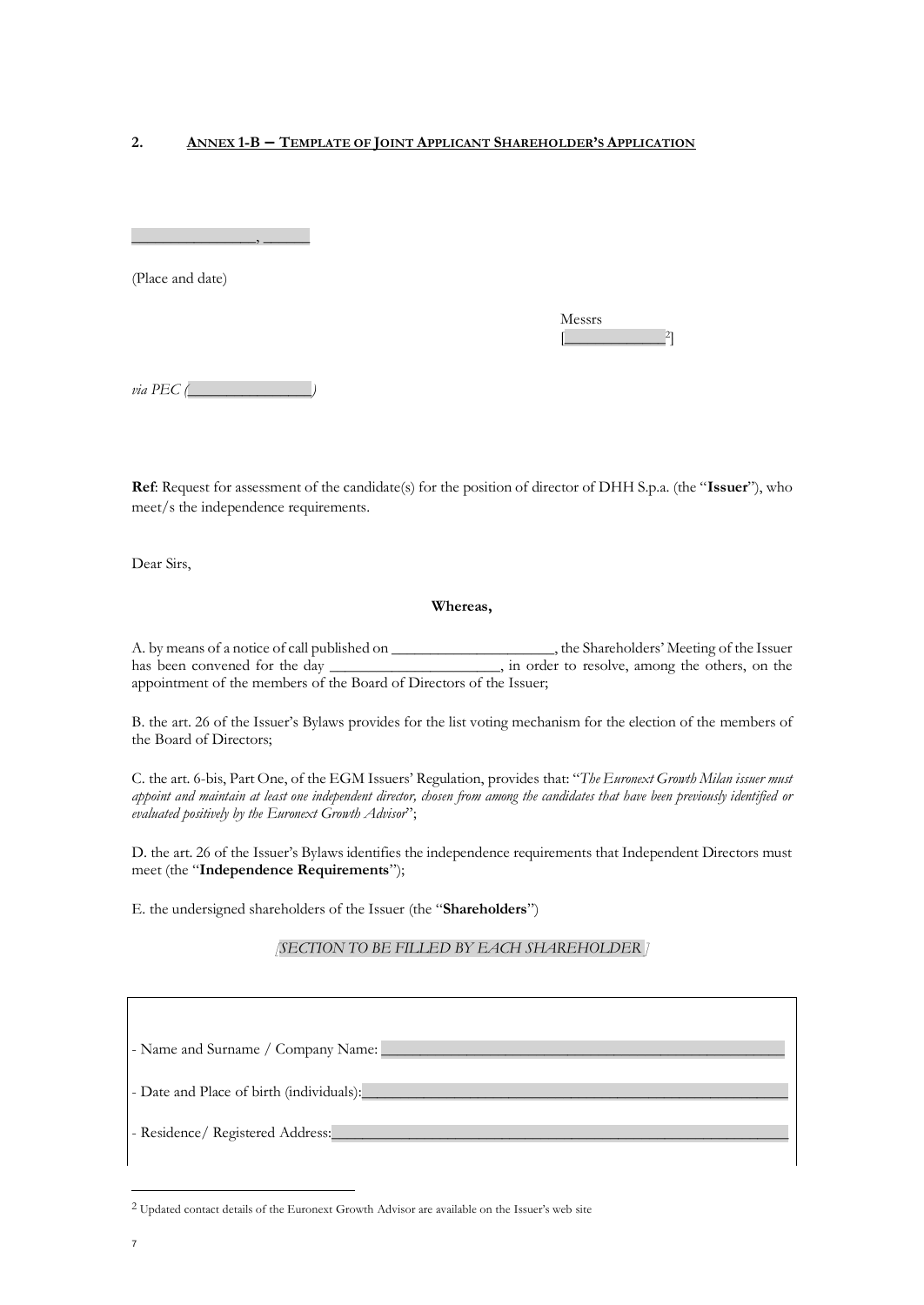## 2. Annex 1-B – Template of Joint Applicant Shareholder's Application

________________, ______

(Place and date)

Messrs
[____________[2]]

*via PEC (________________)*

**Ref**: Request for assessment of the candidate(s) for the position of director of DHH S.p.a. (the "**Issuer**"), who meet/s the independence requirements.

Dear Sirs,

**Whereas,**

A. by means of a notice of call published on _____________________, the Shareholders' Meeting of the Issuer has been convened for the day ______________________, in order to resolve, among the others, on the appointment of the members of the Board of Directors of the Issuer;

B. the art. 26 of the Issuer's Bylaws provides for the list voting mechanism for the election of the members of the Board of Directors;

C. the art. 6-bis, Part One, of the EGM Issuers' Regulation, provides that: "*The Euronext Growth Milan issuer must appoint and maintain at least one independent director, chosen from among the candidates that have been previously identified or evaluated positively by the Euronext Growth Advisor*";

D. the art. 26 of the Issuer's Bylaws identifies the independence requirements that Independent Directors must meet (the "**Independence Requirements**");

E. the undersigned shareholders of the Issuer (the "**Shareholders**")

*[SECTION TO BE FILLED BY EACH SHAREHOLDER ]*

- Name and Surname / Company Name: ________________________________________________
- Date and Place of birth (individuals):________________________________________________
- Residence/ Registered Address:____________________________________________________

[2] Updated contact details of the Euronext Growth Advisor are available on the Issuer's web site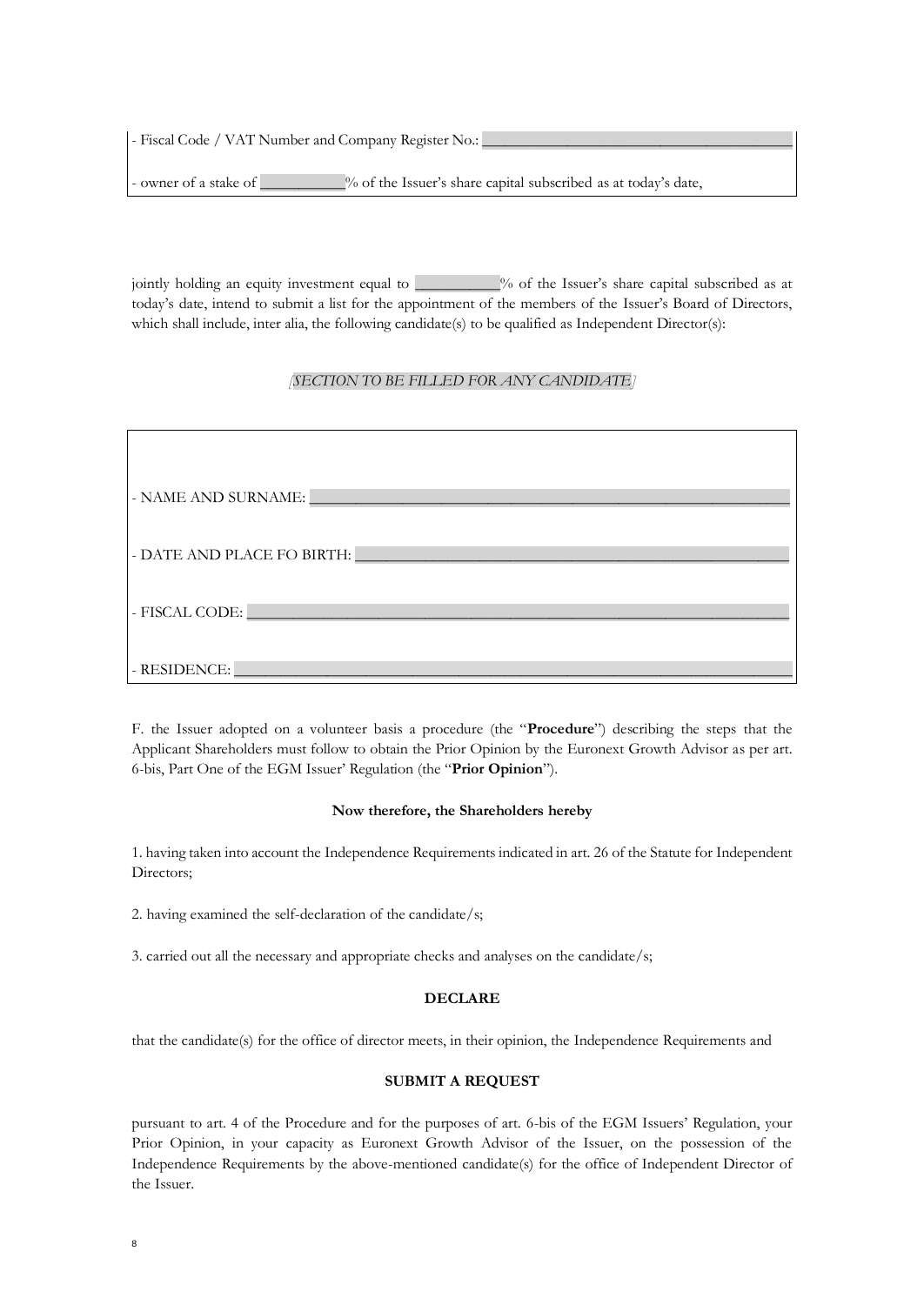- Fiscal Code / VAT Number and Company Register No.: ________________________________________

- owner of a stake of ___________% of the Issuer's share capital subscribed as at today's date,

jointly holding an equity investment equal to ___________% of the Issuer's share capital subscribed as at today's date, intend to submit a list for the appointment of the members of the Issuer's Board of Directors, which shall include, inter alia, the following candidate(s) to be qualified as Independent Director(s):

*[SECTION TO BE FILLED FOR ANY CANDIDATE]*

- NAME AND SURNAME: ________________________________________

- DATE AND PLACE FO BIRTH: ________________________________________

- FISCAL CODE: ________________________________________

- RESIDENCE: ________________________________________

F. the Issuer adopted on a volunteer basis a procedure (the "**Procedure**") describing the steps that the Applicant Shareholders must follow to obtain the Prior Opinion by the Euronext Growth Advisor as per art. 6-bis, Part One of the EGM Issuer' Regulation (the "**Prior Opinion**").

**Now therefore, the Shareholders hereby**

1. having taken into account the Independence Requirements indicated in art. 26 of the Statute for Independent Directors;

2. having examined the self-declaration of the candidate/s;

3. carried out all the necessary and appropriate checks and analyses on the candidate/s;

**DECLARE**

that the candidate(s) for the office of director meets, in their opinion, the Independence Requirements and

**SUBMIT A REQUEST**

pursuant to art. 4 of the Procedure and for the purposes of art. 6-bis of the EGM Issuers' Regulation, your Prior Opinion, in your capacity as Euronext Growth Advisor of the Issuer, on the possession of the Independence Requirements by the above-mentioned candidate(s) for the office of Independent Director of the Issuer.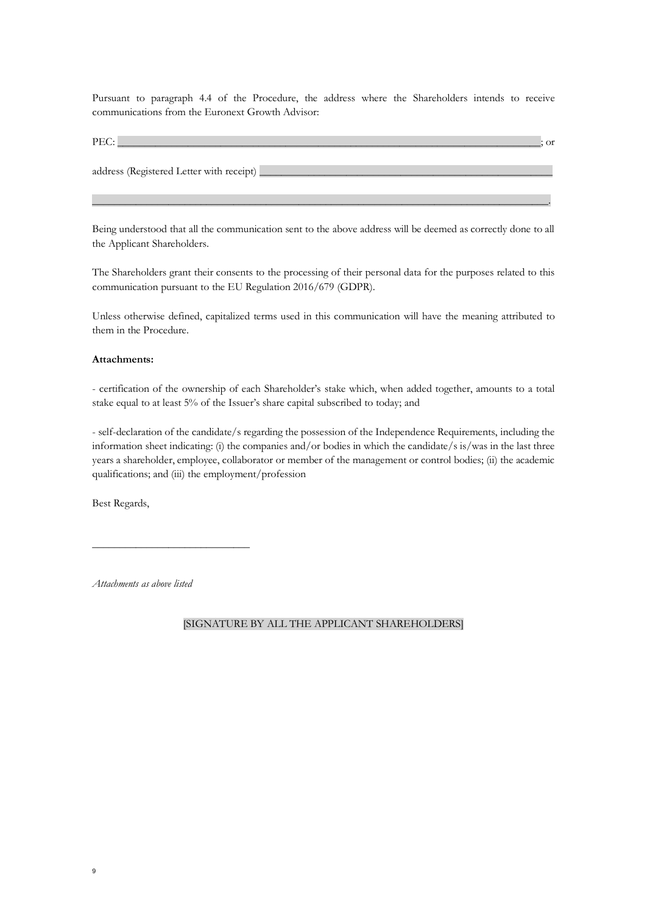Pursuant to paragraph 4.4 of the Procedure, the address where the Shareholders intends to receive communications from the Euronext Growth Advisor:

PEC: ____________________________________________________________________________; or

address (Registered Letter with receipt) ___________________________________________________

______________________________________________________________________________.

Being understood that all the communication sent to the above address will be deemed as correctly done to all the Applicant Shareholders.

The Shareholders grant their consents to the processing of their personal data for the purposes related to this communication pursuant to the EU Regulation 2016/679 (GDPR).

Unless otherwise defined, capitalized terms used in this communication will have the meaning attributed to them in the Procedure.

**Attachments:**

- certification of the ownership of each Shareholder's stake which, when added together, amounts to a total stake equal to at least 5% of the Issuer's share capital subscribed to today; and

- self-declaration of the candidate/s regarding the possession of the Independence Requirements, including the information sheet indicating: (i) the companies and/or bodies in which the candidate/s is/was in the last three years a shareholder, employee, collaborator or member of the management or control bodies; (ii) the academic qualifications; and (iii) the employment/profession

Best Regards,

______________________________

*Attachments as above listed*

[SIGNATURE BY ALL THE APPLICANT SHAREHOLDERS]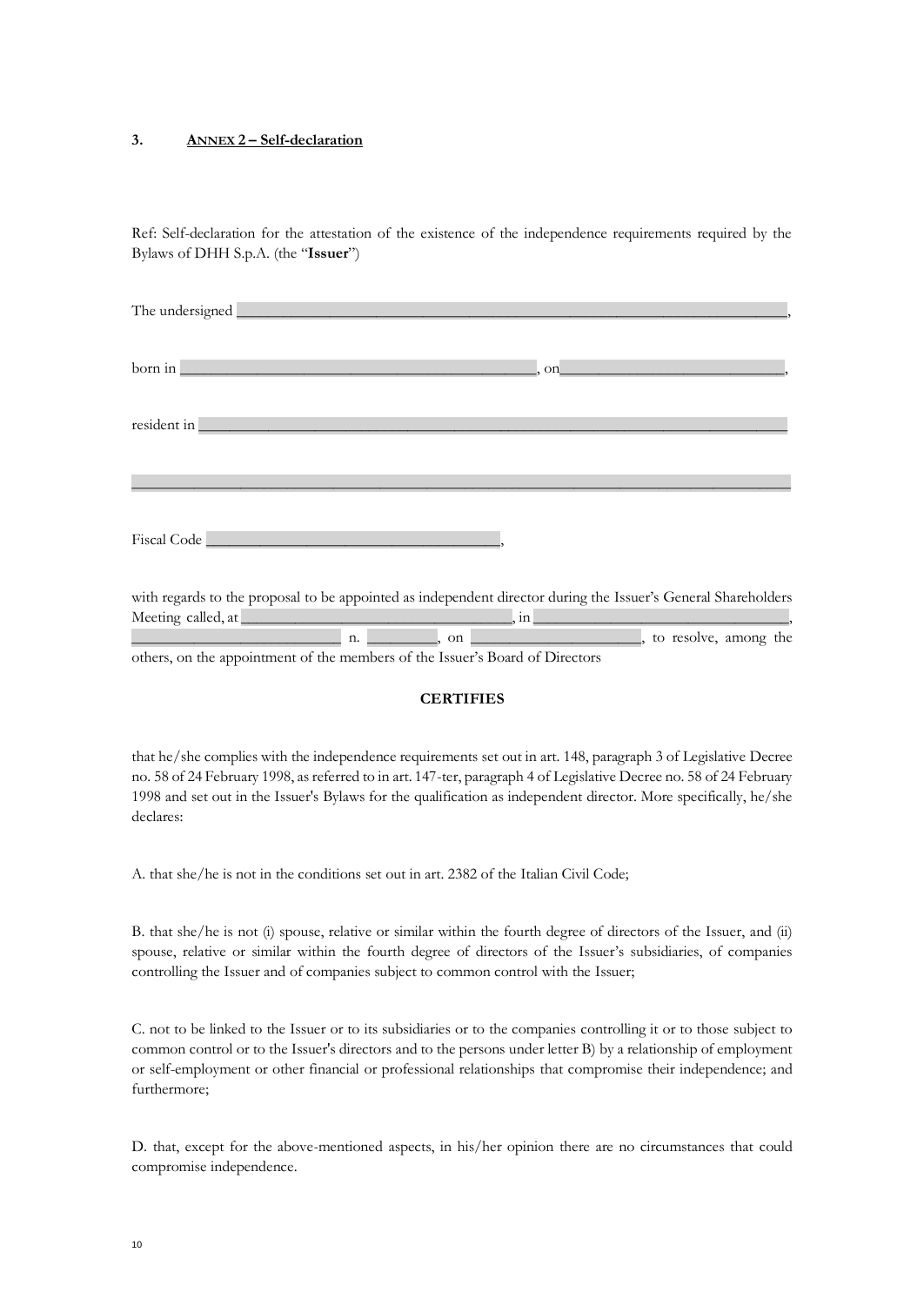### 3. ANNEX 2 – Self-declaration

Ref: Self-declaration for the attestation of the existence of the independence requirements required by the Bylaws of DHH S.p.A. (the "**Issuer**")

The undersigned ________________________________________________________________,

born in ____________________________________________, on ____________________________,

resident in _________________________________________________________________________

_____________________________________________________________________________

Fiscal Code ____________________________________,

with regards to the proposal to be appointed as independent director during the Issuer's General Shareholders Meeting called, at ____________________________________, in ________________________________, ____________________________ n. __________, on ______________________, to resolve, among the others, on the appointment of the members of the Issuer's Board of Directors

**CERTIFIES**

that he/she complies with the independence requirements set out in art. 148, paragraph 3 of Legislative Decree no. 58 of 24 February 1998, as referred to in art. 147-ter, paragraph 4 of Legislative Decree no. 58 of 24 February 1998 and set out in the Issuer's Bylaws for the qualification as independent director. More specifically, he/she declares:

A. that she/he is not in the conditions set out in art. 2382 of the Italian Civil Code;

B. that she/he is not (i) spouse, relative or similar within the fourth degree of directors of the Issuer, and (ii) spouse, relative or similar within the fourth degree of directors of the Issuer's subsidiaries, of companies controlling the Issuer and of companies subject to common control with the Issuer;

C. not to be linked to the Issuer or to its subsidiaries or to the companies controlling it or to those subject to common control or to the Issuer's directors and to the persons under letter B) by a relationship of employment or self-employment or other financial or professional relationships that compromise their independence; and furthermore;

D. that, except for the above-mentioned aspects, in his/her opinion there are no circumstances that could compromise independence.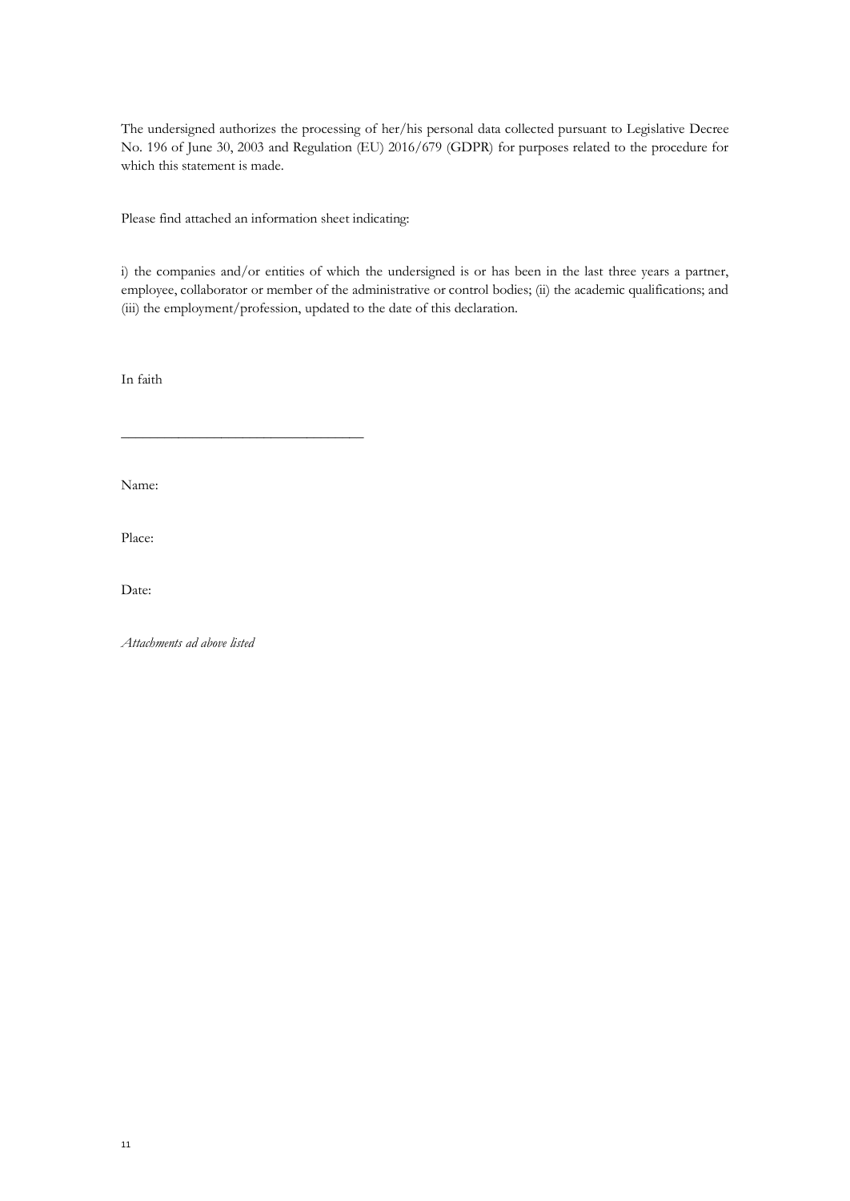The undersigned authorizes the processing of her/his personal data collected pursuant to Legislative Decree No. 196 of June 30, 2003 and Regulation (EU) 2016/679 (GDPR) for purposes related to the procedure for which this statement is made.

Please find attached an information sheet indicating:

i) the companies and/or entities of which the undersigned is or has been in the last three years a partner, employee, collaborator or member of the administrative or control bodies; (ii) the academic qualifications; and (iii) the employment/profession, updated to the date of this declaration.

In faith

___________________________________

Name:

Place:

Date:

*Attachments ad above listed*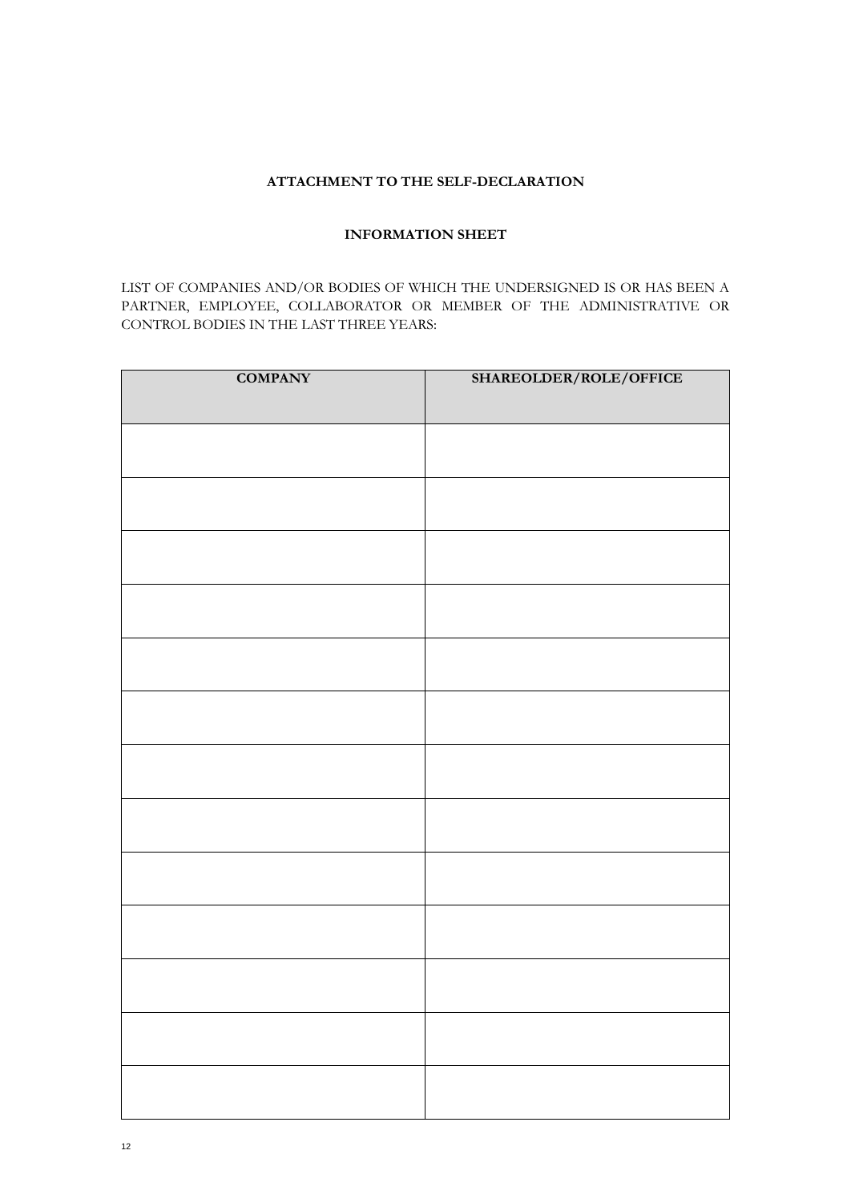**ATTACHMENT TO THE SELF-DECLARATION**

**INFORMATION SHEET**

LIST OF COMPANIES AND/OR BODIES OF WHICH THE UNDERSIGNED IS OR HAS BEEN A PARTNER, EMPLOYEE, COLLABORATOR OR MEMBER OF THE ADMINISTRATIVE OR CONTROL BODIES IN THE LAST THREE YEARS:

| COMPANY | SHAREOLDER/ROLE/OFFICE |
|---|---|
| | |
| | |
| | |
| | |
| | |
| | |
| | |
| | |
| | |
| | |
| | |
| | |
| | |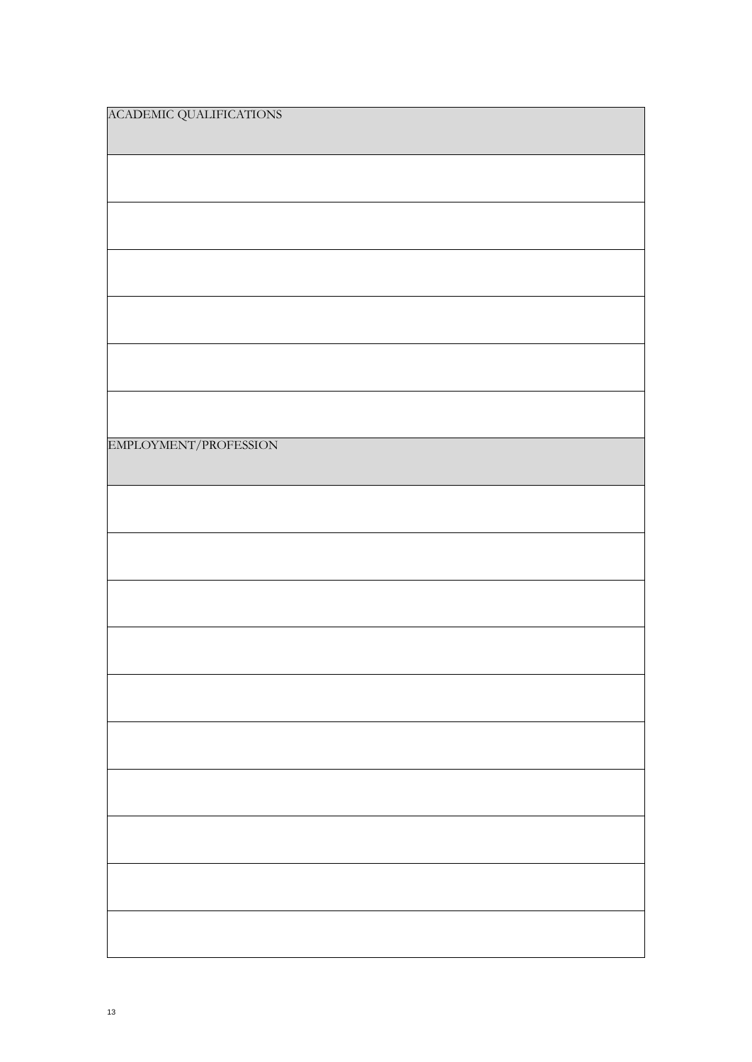| ACADEMIC QUALIFICATIONS |
| --- |
| |
| |
| |
| |
| |
| |
| **EMPLOYMENT/PROFESSION** |
| |
| |
| |
| |
| |
| |
| |
| |
| |
| |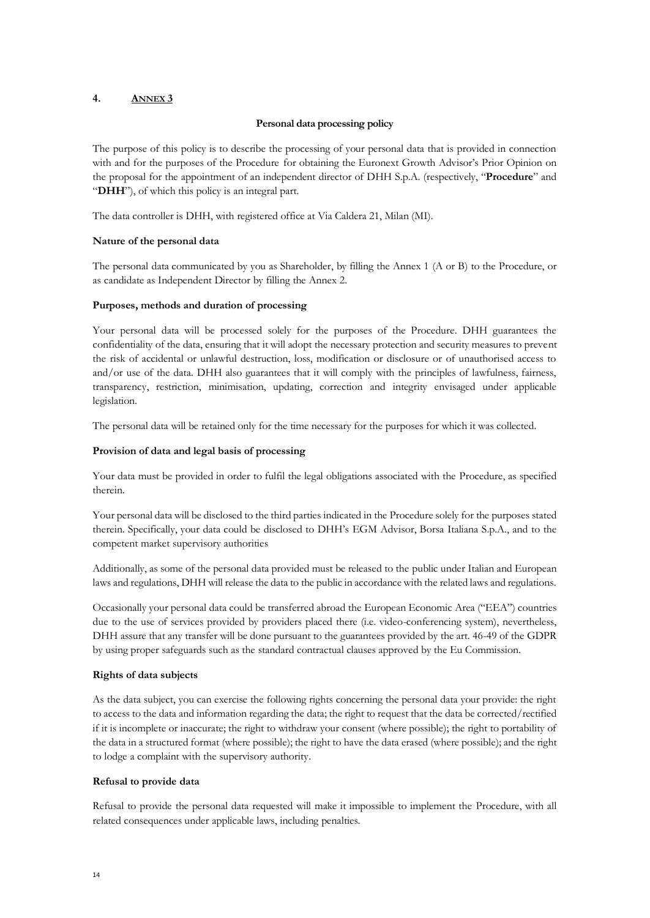## 4. ANNEX 3

**Personal data processing policy**

The purpose of this policy is to describe the processing of your personal data that is provided in connection with and for the purposes of the Procedure for obtaining the Euronext Growth Advisor's Prior Opinion on the proposal for the appointment of an independent director of DHH S.p.A. (respectively, "**Procedure**" and "**DHH**"), of which this policy is an integral part.

The data controller is DHH, with registered office at Via Caldera 21, Milan (MI).

### Nature of the personal data

The personal data communicated by you as Shareholder, by filling the Annex 1 (A or B) to the Procedure, or as candidate as Independent Director by filling the Annex 2.

### Purposes, methods and duration of processing

Your personal data will be processed solely for the purposes of the Procedure. DHH guarantees the confidentiality of the data, ensuring that it will adopt the necessary protection and security measures to prevent the risk of accidental or unlawful destruction, loss, modification or disclosure or of unauthorised access to and/or use of the data. DHH also guarantees that it will comply with the principles of lawfulness, fairness, transparency, restriction, minimisation, updating, correction and integrity envisaged under applicable legislation.

The personal data will be retained only for the time necessary for the purposes for which it was collected.

### Provision of data and legal basis of processing

Your data must be provided in order to fulfil the legal obligations associated with the Procedure, as specified therein.

Your personal data will be disclosed to the third parties indicated in the Procedure solely for the purposes stated therein. Specifically, your data could be disclosed to DHH's EGM Advisor, Borsa Italiana S.p.A., and to the competent market supervisory authorities

Additionally, as some of the personal data provided must be released to the public under Italian and European laws and regulations, DHH will release the data to the public in accordance with the related laws and regulations.

Occasionally your personal data could be transferred abroad the European Economic Area ("EEA") countries due to the use of services provided by providers placed there (i.e. video-conferencing system), nevertheless, DHH assure that any transfer will be done pursuant to the guarantees provided by the art. 46-49 of the GDPR by using proper safeguards such as the standard contractual clauses approved by the Eu Commission.

### Rights of data subjects

As the data subject, you can exercise the following rights concerning the personal data your provide: the right to access to the data and information regarding the data; the right to request that the data be corrected/rectified if it is incomplete or inaccurate; the right to withdraw your consent (where possible); the right to portability of the data in a structured format (where possible); the right to have the data erased (where possible); and the right to lodge a complaint with the supervisory authority.

### Refusal to provide data

Refusal to provide the personal data requested will make it impossible to implement the Procedure, with all related consequences under applicable laws, including penalties.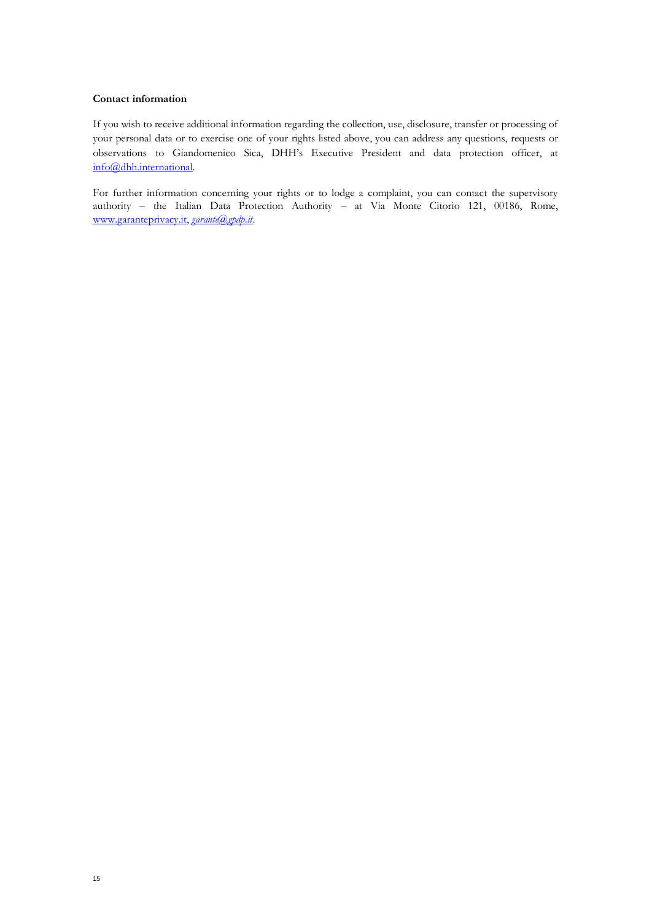**Contact information**

If you wish to receive additional information regarding the collection, use, disclosure, transfer or processing of your personal data or to exercise one of your rights listed above, you can address any questions, requests or observations to Giandomenico Sica, DHH's Executive President and data protection officer, at info@dhh.international.

For further information concerning your rights or to lodge a complaint, you can contact the supervisory authority – the Italian Data Protection Authority – at Via Monte Citorio 121, 00186, Rome, www.garanteprivacy.it, *garante@gpdp.it*.